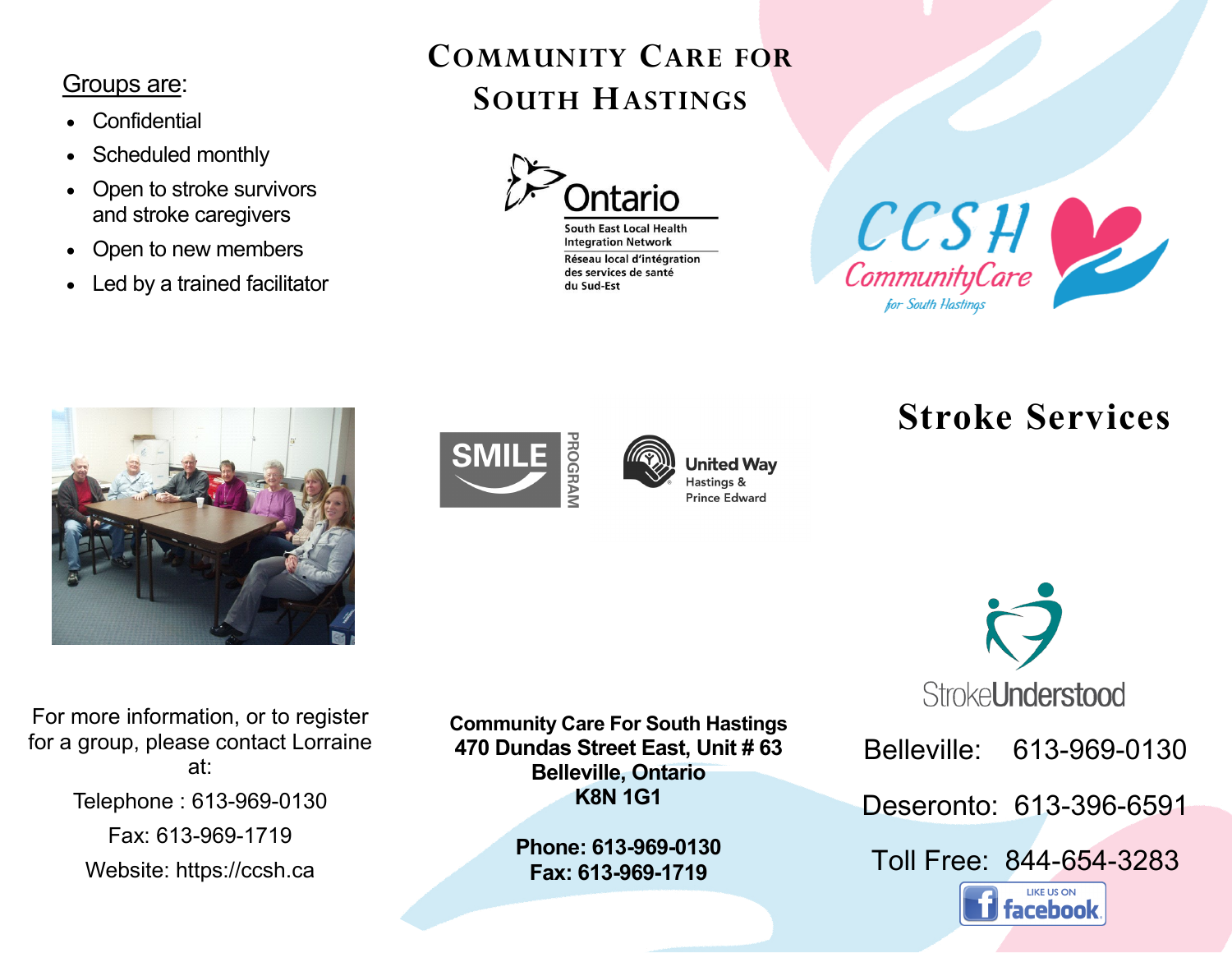Groups are:

- Confidential
- Scheduled monthly
- Open to stroke survivors and stroke caregivers
- Open to new members
- Led by a trained facilitator

For more information, or to register for a group, please contact Lorraine at:

Telephone : 613-969-0130

Fax: 613-969-1719

Website: https://ccsh.ca

# Community Care for South Hastings

Ontario

South East Local Health Integration Network

Réseau local d'intégration des services de santé du Sud-Est

SMILE PROGRAM

United Way Hastings & Prince Edward

**Community Care For South Hastings**
**470 Dundas Street East, Unit # 63**
**Belleville, Ontario**
**K8N 1G1**

**Phone: 613-969-0130**
**Fax: 613-969-1719**

CCSH CommunityCare for South Hastings

# Stroke Services

StrokeUnderstood

Belleville: 613-969-0130

Deseronto: 613-396-6591

Toll Free: 844-654-3283

LIKE US ON facebook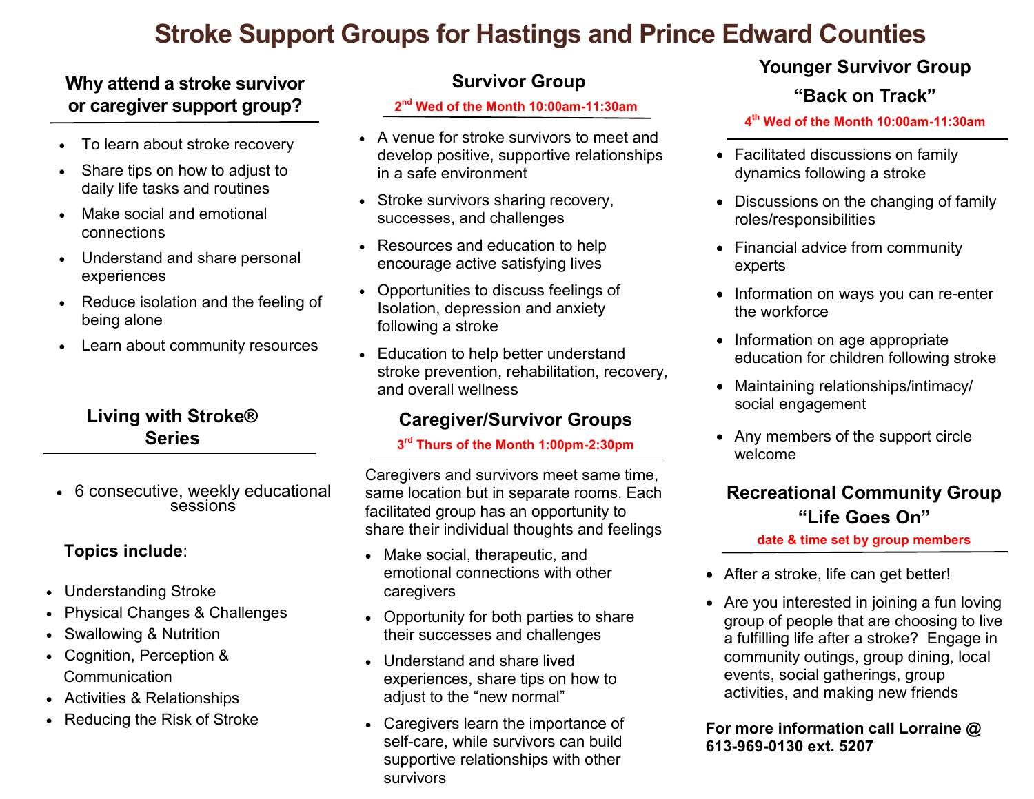# Stroke Support Groups for Hastings and Prince Edward Counties

### Why attend a stroke survivor or caregiver support group?

- To learn about stroke recovery
- Share tips on how to adjust to daily life tasks and routines
- Make social and emotional connections
- Understand and share personal experiences
- Reduce isolation and the feeling of being alone
- Learn about community resources

### Living with Stroke® Series

- 6 consecutive, weekly educational sessions

**Topics include**:

- Understanding Stroke
- Physical Changes & Challenges
- Swallowing & Nutrition
- Cognition, Perception & Communication
- Activities & Relationships
- Reducing the Risk of Stroke

### Survivor Group

**2nd Wed of the Month 10:00am-11:30am**

- A venue for stroke survivors to meet and develop positive, supportive relationships in a safe environment
- Stroke survivors sharing recovery, successes, and challenges
- Resources and education to help encourage active satisfying lives
- Opportunities to discuss feelings of Isolation, depression and anxiety following a stroke
- Education to help better understand stroke prevention, rehabilitation, recovery, and overall wellness

### Caregiver/Survivor Groups

**3rd Thurs of the Month 1:00pm-2:30pm**

Caregivers and survivors meet same time, same location but in separate rooms. Each facilitated group has an opportunity to share their individual thoughts and feelings

- Make social, therapeutic, and emotional connections with other caregivers
- Opportunity for both parties to share their successes and challenges
- Understand and share lived experiences, share tips on how to adjust to the "new normal"
- Caregivers learn the importance of self-care, while survivors can build supportive relationships with other survivors

### Younger Survivor Group "Back on Track"

**4th Wed of the Month 10:00am-11:30am**

- Facilitated discussions on family dynamics following a stroke
- Discussions on the changing of family roles/responsibilities
- Financial advice from community experts
- Information on ways you can re-enter the workforce
- Information on age appropriate education for children following stroke
- Maintaining relationships/intimacy/ social engagement
- Any members of the support circle welcome

### Recreational Community Group "Life Goes On"

**date & time set by group members**

- After a stroke, life can get better!
- Are you interested in joining a fun loving group of people that are choosing to live a fulfilling life after a stroke? Engage in community outings, group dining, local events, social gatherings, group activities, and making new friends

**For more information call Lorraine @ 613-969-0130 ext. 5207**